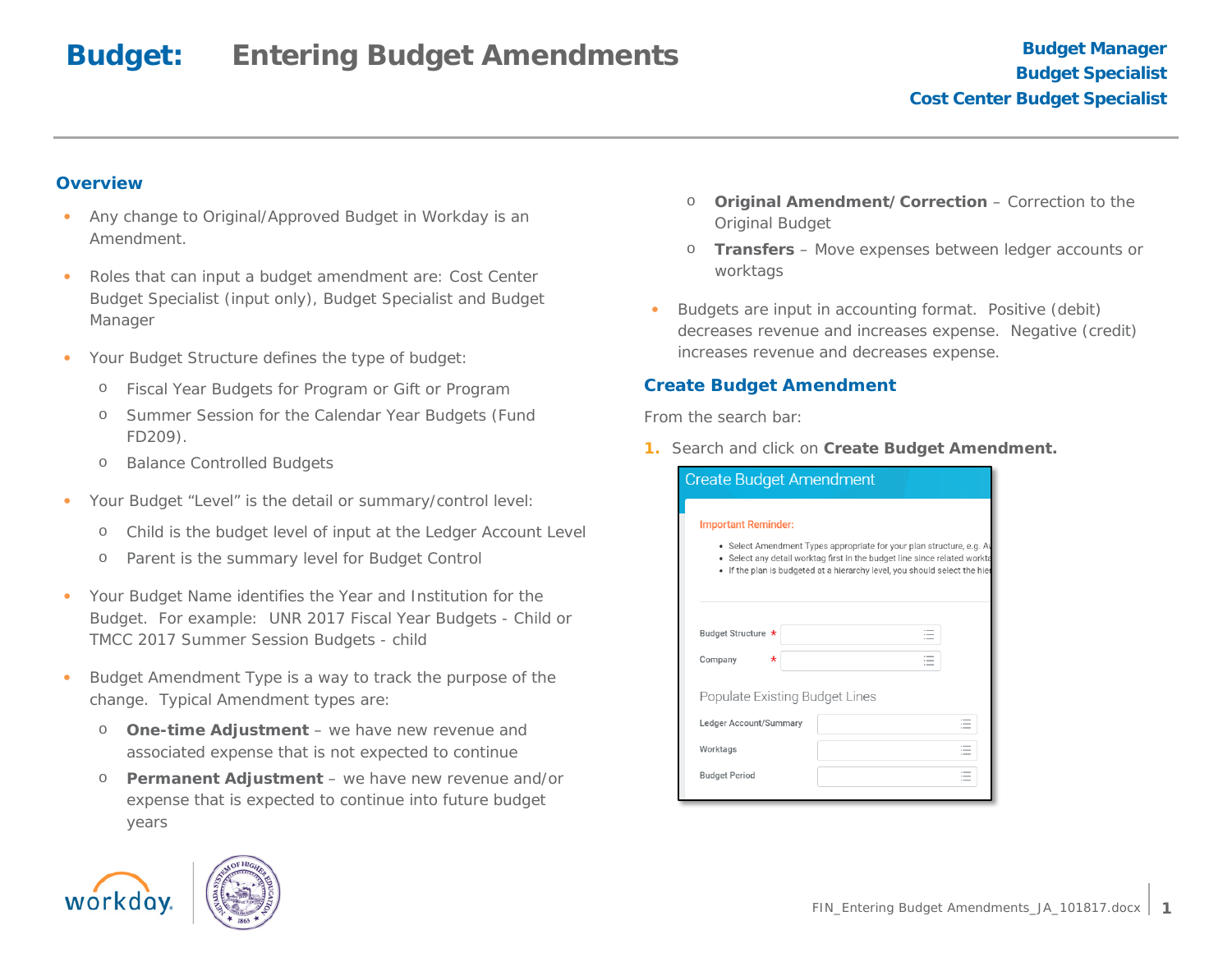# Budget: Entering Budget Amendments

**Budget Manager**
**Budget Specialist**
**Cost Center Budget Specialist**

## Overview

- Any change to Original/Approved Budget in Workday is an Amendment.
- Roles that can input a budget amendment are: Cost Center Budget Specialist (input only), Budget Specialist and Budget Manager
- Your Budget Structure defines the type of budget:
  - Fiscal Year Budgets for Program or Gift or Program
  - Summer Session for the Calendar Year Budgets (Fund FD209).
  - Balance Controlled Budgets
- Your Budget "Level" is the detail or summary/control level:
  - Child is the budget level of input at the Ledger Account Level
  - Parent is the summary level for Budget Control
- Your Budget Name identifies the Year and Institution for the Budget. For example: UNR 2017 Fiscal Year Budgets - Child or TMCC 2017 Summer Session Budgets - child
- Budget Amendment Type is a way to track the purpose of the change. Typical Amendment types are:
  - **One-time Adjustment** – we have new revenue and associated expense that is not expected to continue
  - **Permanent Adjustment** – we have new revenue and/or expense that is expected to continue into future budget years
  - **Original Amendment/ Correction** – Correction to the Original Budget
  - **Transfers** – Move expenses between ledger accounts or worktags
- Budgets are input in accounting format. Positive (debit) decreases revenue and increases expense. Negative (credit) increases revenue and decreases expense.

## Create Budget Amendment

From the search bar:

1. Search and click on **Create Budget Amendment.**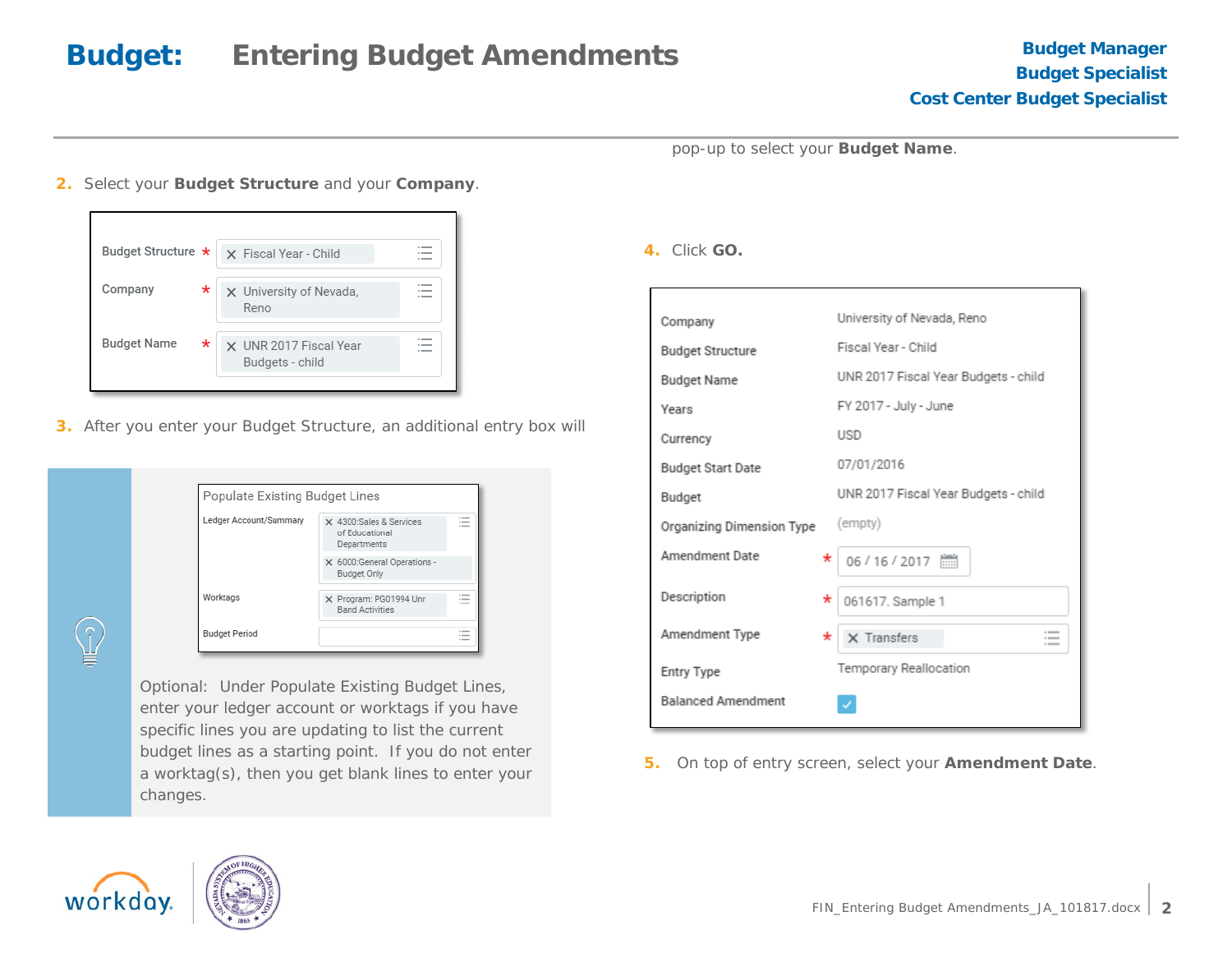# Budget: Entering Budget Amendments

**Budget Manager**
**Budget Specialist**
**Cost Center Budget Specialist**

2. Select your **Budget Structure** and your **Company**.

| | | |
|---|---|---|
| Budget Structure | * | Fiscal Year - Child |
| Company | * | University of Nevada, Reno |
| Budget Name | * | UNR 2017 Fiscal Year Budgets - child |

3. After you enter your Budget Structure, an additional entry box will pop-up to select your **Budget Name**.

Populate Existing Budget Lines

| | |
|---|---|
| Ledger Account/Summary | 4300:Sales & Services of Educational Departments; 6000:General Operations - Budget Only |
| Worktags | Program: PG01994 Unr Band Activities |
| Budget Period | |

Optional: Under Populate Existing Budget Lines, enter your ledger account or worktags if you have specific lines you are updating to list the current budget lines as a starting point. If you do not enter a worktag(s), then you get blank lines to enter your changes.

4. Click **GO.**

| | | |
|---|---|---|
| Company | | University of Nevada, Reno |
| Budget Structure | | Fiscal Year - Child |
| Budget Name | | UNR 2017 Fiscal Year Budgets - child |
| Years | | FY 2017 - July - June |
| Currency | | USD |
| Budget Start Date | | 07/01/2016 |
| Budget | | UNR 2017 Fiscal Year Budgets - child |
| Organizing Dimension Type | | (empty) |
| Amendment Date | * | 06 / 16 / 2017 |
| Description | * | 061617. Sample 1 |
| Amendment Type | * | Transfers |
| Entry Type | | Temporary Reallocation |
| Balanced Amendment | | ✓ |

5. On top of entry screen, select your **Amendment Date**.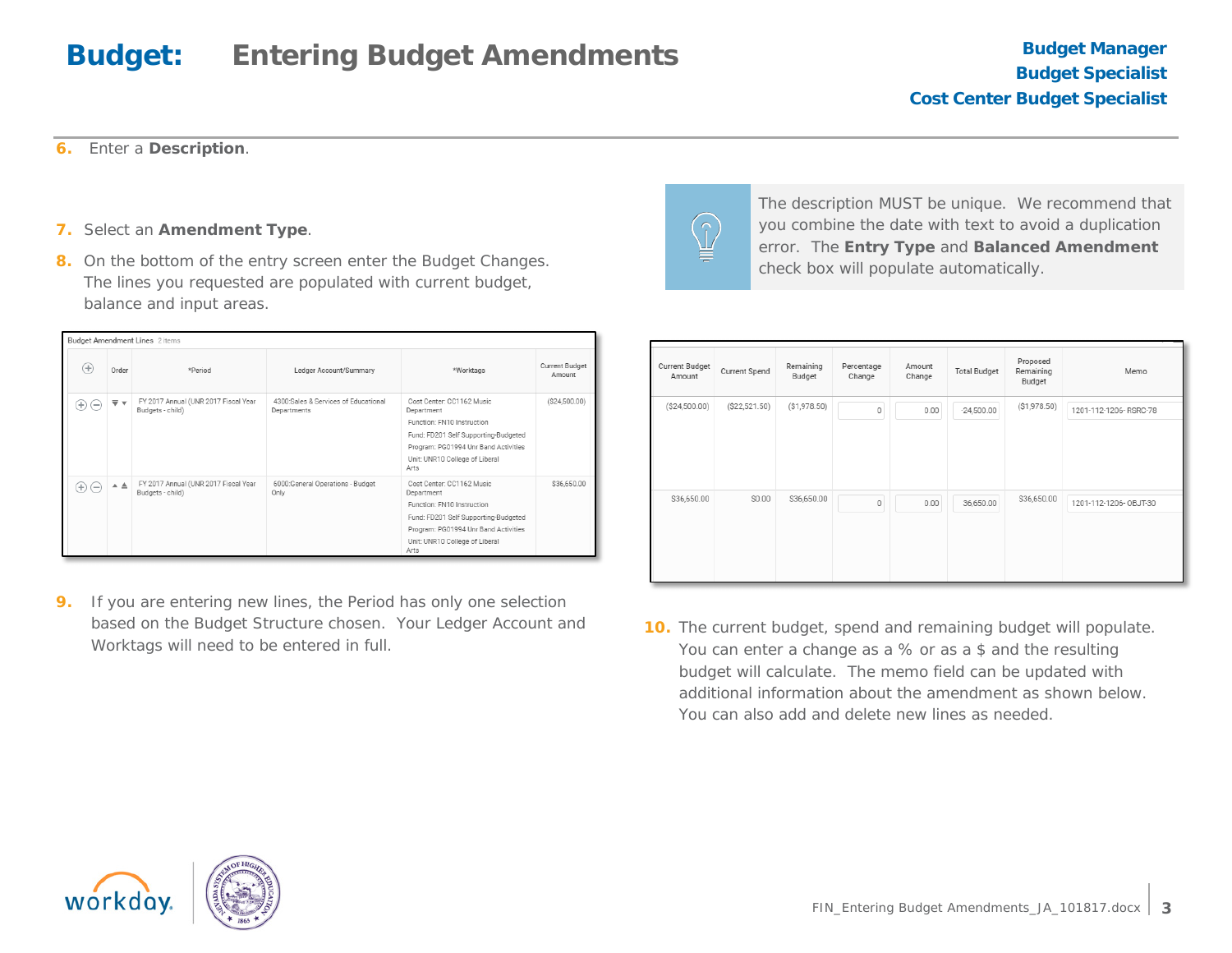# Budget: Entering Budget Amendments

**Budget Manager**
**Budget Specialist**
**Cost Center Budget Specialist**

6. Enter a **Description**.

> The description MUST be unique. We recommend that you combine the date with text to avoid a duplication error. The **Entry Type** and **Balanced Amendment** check box will populate automatically.

7. Select an **Amendment Type**.
8. On the bottom of the entry screen enter the Budget Changes. The lines you requested are populated with current budget, balance and input areas.

Budget Amendment Lines 2 items

| | Order | *Period | Ledger Account/Summary | *Worktags | Current Budget Amount |
|---|---|---|---|---|---|
| ⊕ ⊖ | | FY 2017 Annual (UNR 2017 Fiscal Year Budgets - child) | 4300:Sales & Services of Educational Departments | Cost Center: CC1162 Music Department<br>Function: FN10 Instruction<br>Fund: FD201 Self Supporting-Budgeted<br>Program: PG01994 Unr Band Activities<br>Unit: UNR10 College of Liberal Arts | ($24,500.00) |
| ⊕ ⊖ | | FY 2017 Annual (UNR 2017 Fiscal Year Budgets - child) | 6000:General Operations - Budget Only | Cost Center: CC1162 Music Department<br>Function: FN10 Instruction<br>Fund: FD201 Self Supporting-Budgeted<br>Program: PG01994 Unr Band Activities<br>Unit: UNR10 College of Liberal Arts | $36,650.00 |

| Current Budget Amount | Current Spend | Remaining Budget | Percentage Change | Amount Change | Total Budget | Proposed Remaining Budget | Memo |
|---|---|---|---|---|---|---|---|
| ($24,500.00) | ($22,521.50) | ($1,978.50) | 0 | 0.00 | -24,500.00 | ($1,978.50) | 1201-112-1206- RSRC-78 |
| $36,650.00 | $0.00 | $36,650.00 | 0 | 0.00 | 36,650.00 | $36,650.00 | 1201-112-1206- OBJT-30 |

9. If you are entering new lines, the Period has only one selection based on the Budget Structure chosen. Your Ledger Account and Worktags will need to be entered in full.

10. The current budget, spend and remaining budget will populate. You can enter a change as a % or as a $ and the resulting budget will calculate. The memo field can be updated with additional information about the amendment as shown below. You can also add and delete new lines as needed.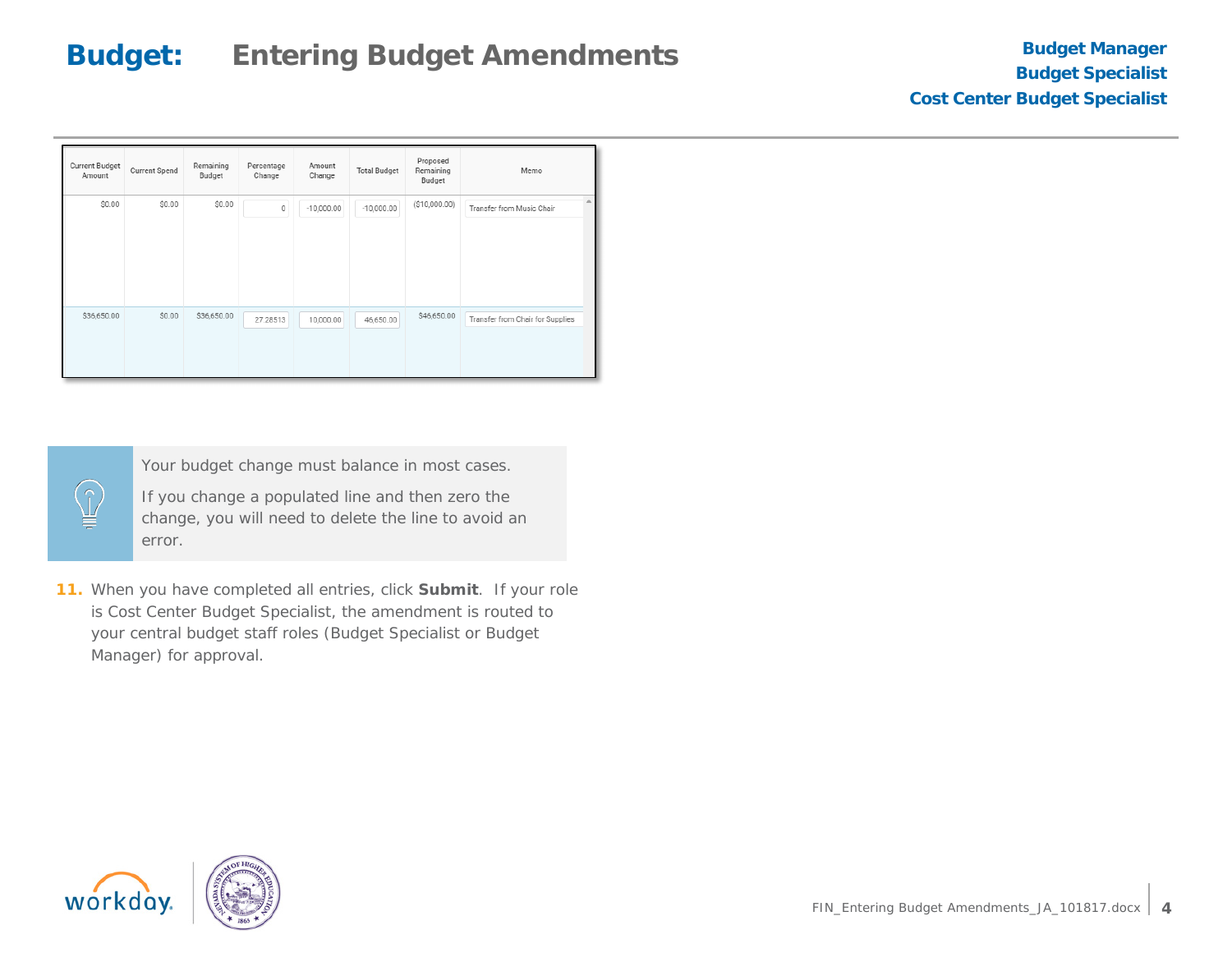| Current Budget Amount | Current Spend | Remaining Budget | Percentage Change | Amount Change | Total Budget | Proposed Remaining Budget | Memo |
|---|---|---|---|---|---|---|---|
| $0.00 | $0.00 | $0.00 | 0 | -10,000.00 | -10,000.00 | ($10,000.00) | Transfer from Music Chair |
| $36,650.00 | $0.00 | $36,650.00 | 27.28513 | 10,000.00 | 46,650.00 | $46,650.00 | Transfer from Chair for Supplies |

Your budget change must balance in most cases.

If you change a populated line and then zero the change, you will need to delete the line to avoid an error.

11. When you have completed all entries, click **Submit**. If your role is Cost Center Budget Specialist, the amendment is routed to your central budget staff roles (Budget Specialist or Budget Manager) for approval.